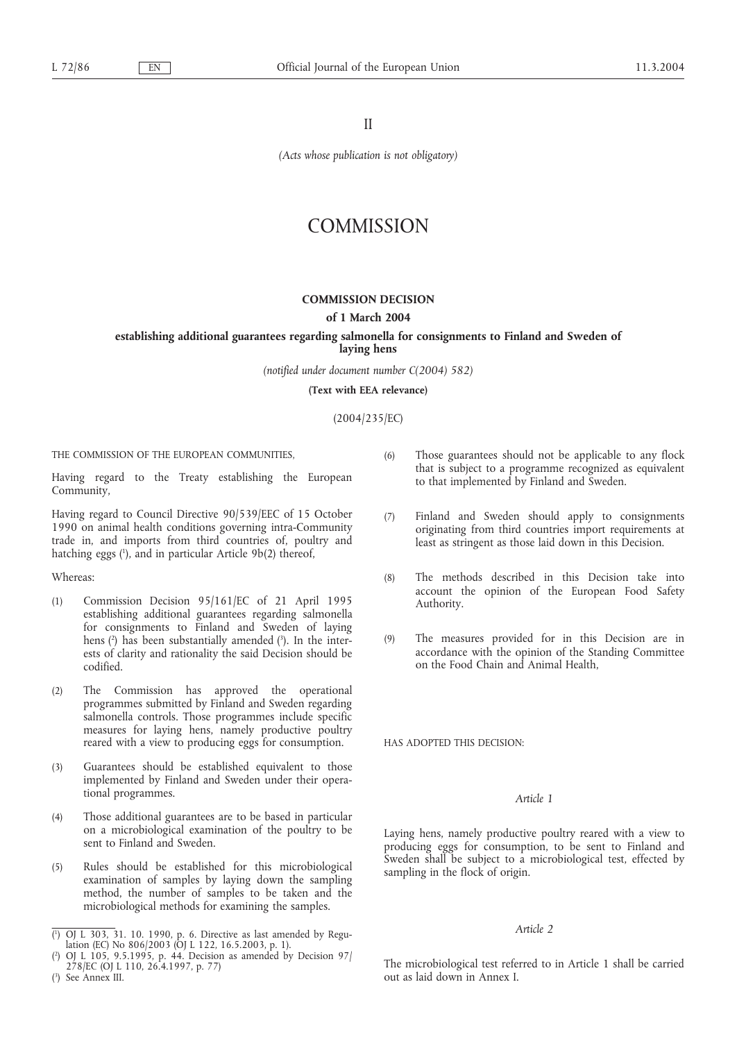II

*(Acts whose publication is not obligatory)*

# COMMISSION

## COMMISSION DECISION

**of 1 March 2004**

**establishing additional guarantees regarding salmonella for consignments to Finland and Sweden of laying hens**

*(notified under document number C(2004) 582)*

**(Text with EEA relevance)**

(2004/235/EC)

THE COMMISSION OF THE EUROPEAN COMMUNITIES,

Having regard to the Treaty establishing the European Community,

Having regard to Council Directive 90/539/EEC of 15 October 1990 on animal health conditions governing intra-Community trade in, and imports from third countries of, poultry and hatching eggs [1], and in particular Article 9b(2) thereof,

Whereas:

(1) Commission Decision 95/161/EC of 21 April 1995 establishing additional guarantees regarding salmonella for consignments to Finland and Sweden of laying hens [2] has been substantially amended [3]. In the interests of clarity and rationality the said Decision should be codified.

(2) The Commission has approved the operational programmes submitted by Finland and Sweden regarding salmonella controls. Those programmes include specific measures for laying hens, namely productive poultry reared with a view to producing eggs for consumption.

(3) Guarantees should be established equivalent to those implemented by Finland and Sweden under their operational programmes.

(4) Those additional guarantees are to be based in particular on a microbiological examination of the poultry to be sent to Finland and Sweden.

(5) Rules should be established for this microbiological examination of samples by laying down the sampling method, the number of samples to be taken and the microbiological methods for examining the samples.

(6) Those guarantees should not be applicable to any flock that is subject to a programme recognized as equivalent to that implemented by Finland and Sweden.

(7) Finland and Sweden should apply to consignments originating from third countries import requirements at least as stringent as those laid down in this Decision.

(8) The methods described in this Decision take into account the opinion of the European Food Safety Authority.

(9) The measures provided for in this Decision are in accordance with the opinion of the Standing Committee on the Food Chain and Animal Health,

HAS ADOPTED THIS DECISION:

*Article 1*

Laying hens, namely productive poultry reared with a view to producing eggs for consumption, to be sent to Finland and Sweden shall be subject to a microbiological test, effected by sampling in the flock of origin.

*Article 2*

The microbiological test referred to in Article 1 shall be carried out as laid down in Annex I.

---

[1] OJ L 303, 31. 10. 1990, p. 6. Directive as last amended by Regulation (EC) No 806/2003 (OJ L 122, 16.5.2003, p. 1).

[2] OJ L 105, 9.5.1995, p. 44. Decision as amended by Decision 97/278/EC (OJ L 110, 26.4.1997, p. 77)

[3] See Annex III.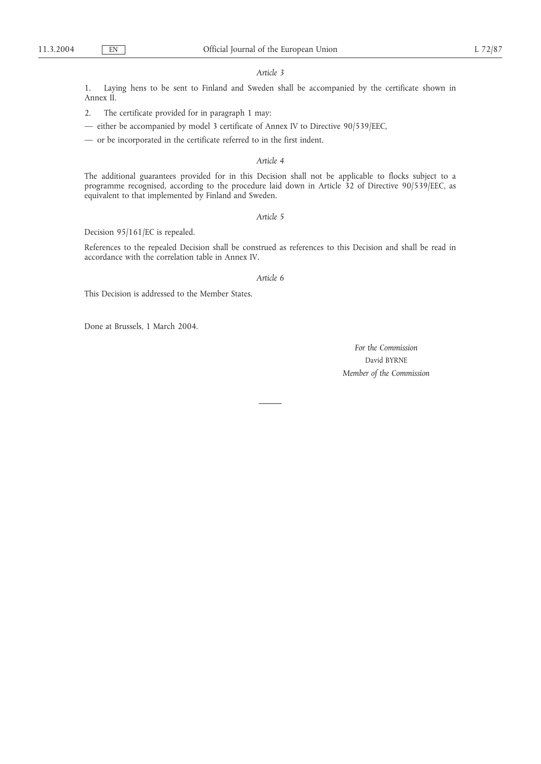*Article 3*

1. Laying hens to be sent to Finland and Sweden shall be accompanied by the certificate shown in Annex II.

2. The certificate provided for in paragraph 1 may:

— either be accompanied by model 3 certificate of Annex IV to Directive 90/539/EEC,

— or be incorporated in the certificate referred to in the first indent.

*Article 4*

The additional guarantees provided for in this Decision shall not be applicable to flocks subject to a programme recognised, according to the procedure laid down in Article 32 of Directive 90/539/EEC, as equivalent to that implemented by Finland and Sweden.

*Article 5*

Decision 95/161/EC is repealed.

References to the repealed Decision shall be construed as references to this Decision and shall be read in accordance with the correlation table in Annex IV.

*Article 6*

This Decision is addressed to the Member States.

Done at Brussels, 1 March 2004.

*For the Commission*

David BYRNE

*Member of the Commission*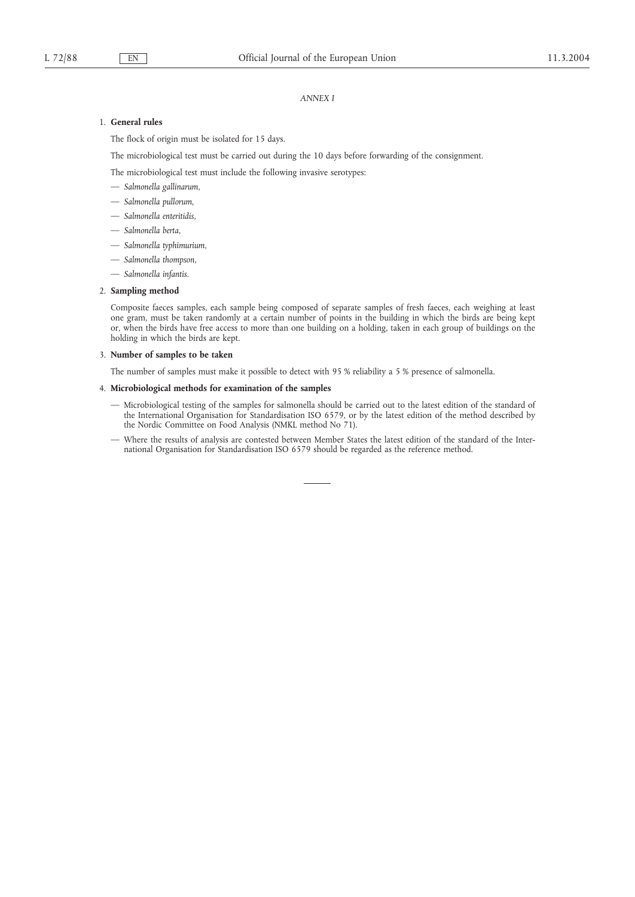*ANNEX I*

1. **General rules**

   The flock of origin must be isolated for 15 days.

   The microbiological test must be carried out during the 10 days before forwarding of the consignment.

   The microbiological test must include the following invasive serotypes:

   — *Salmonella gallinarum,*

   — *Salmonella pullorum,*

   — *Salmonella enteritidis,*

   — *Salmonella berta,*

   — *Salmonella typhimurium,*

   — *Salmonella thompson,*

   — *Salmonella infantis.*

2. **Sampling method**

   Composite faeces samples, each sample being composed of separate samples of fresh faeces, each weighing at least one gram, must be taken randomly at a certain number of points in the building in which the birds are being kept or, when the birds have free access to more than one building on a holding, taken in each group of buildings on the holding in which the birds are kept.

3. **Number of samples to be taken**

   The number of samples must make it possible to detect with 95 % reliability a 5 % presence of salmonella.

4. **Microbiological methods for examination of the samples**

   — Microbiological testing of the samples for salmonella should be carried out to the latest edition of the standard of the International Organisation for Standardisation ISO 6579, or by the latest edition of the method described by the Nordic Committee on Food Analysis (NMKL method No 71).

   — Where the results of analysis are contested between Member States the latest edition of the standard of the International Organisation for Standardisation ISO 6579 should be regarded as the reference method.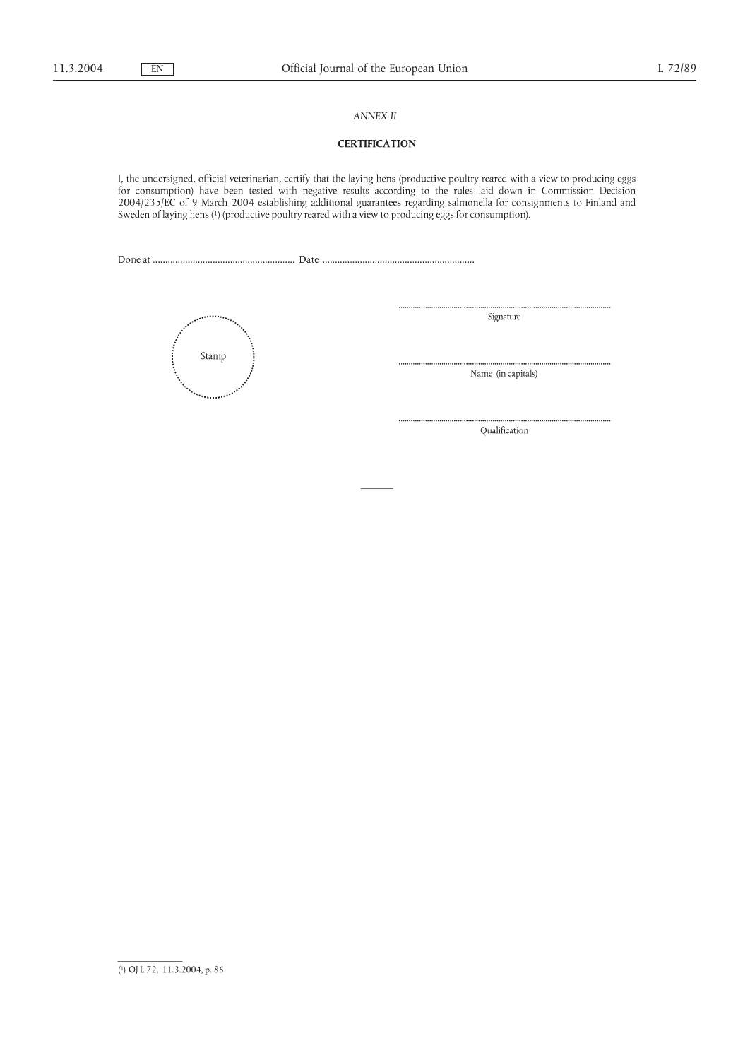*ANNEX II*

**CERTIFICATION**

I, the undersigned, official veterinarian, certify that the laying hens (productive poultry reared with a view to producing eggs for consumption) have been tested with negative results according to the rules laid down in Commission Decision 2004/235/EC of 9 March 2004 establishing additional guarantees regarding salmonella for consumption to Finland and Sweden of laying hens [1] (productive poultry reared with a view to producing eggs for consumption).

Done at .......................................................... Date ..............................................................

Stamp

.............................................................................................

Signature

.............................................................................................

Name (in capitals)

.............................................................................................

Qualification

---

[1] OJ L 72, 11.3.2004, p. 86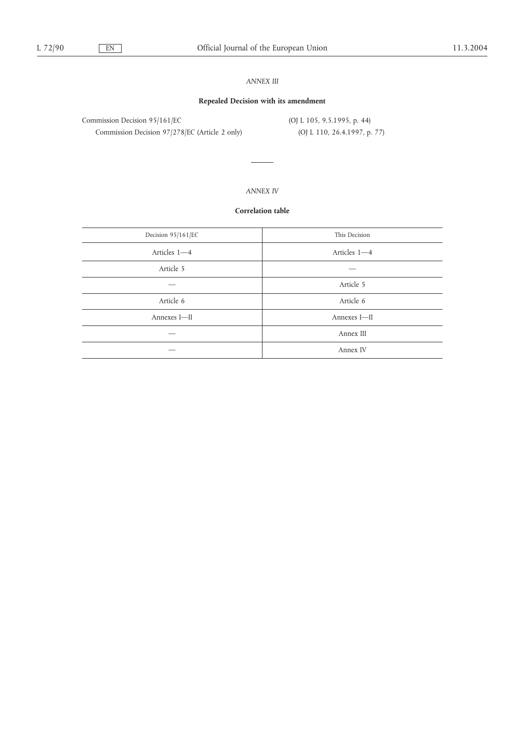*ANNEX III*

**Repealed Decision with its amendment**

Commission Decision 95/161/EC (OJ L 105, 9.5.1995, p. 44)

Commission Decision 97/278/EC (Article 2 only) (OJ L 110, 26.4.1997, p. 77)

---

*ANNEX IV*

**Correlation table**

| Decision 95/161/EC | This Decision |
|---|---|
| Articles 1—4 | Articles 1—4 |
| Article 5 | — |
| — | Article 5 |
| Article 6 | Article 6 |
| Annexes I—II | Annexes I—II |
| — | Annex III |
| — | Annex IV |